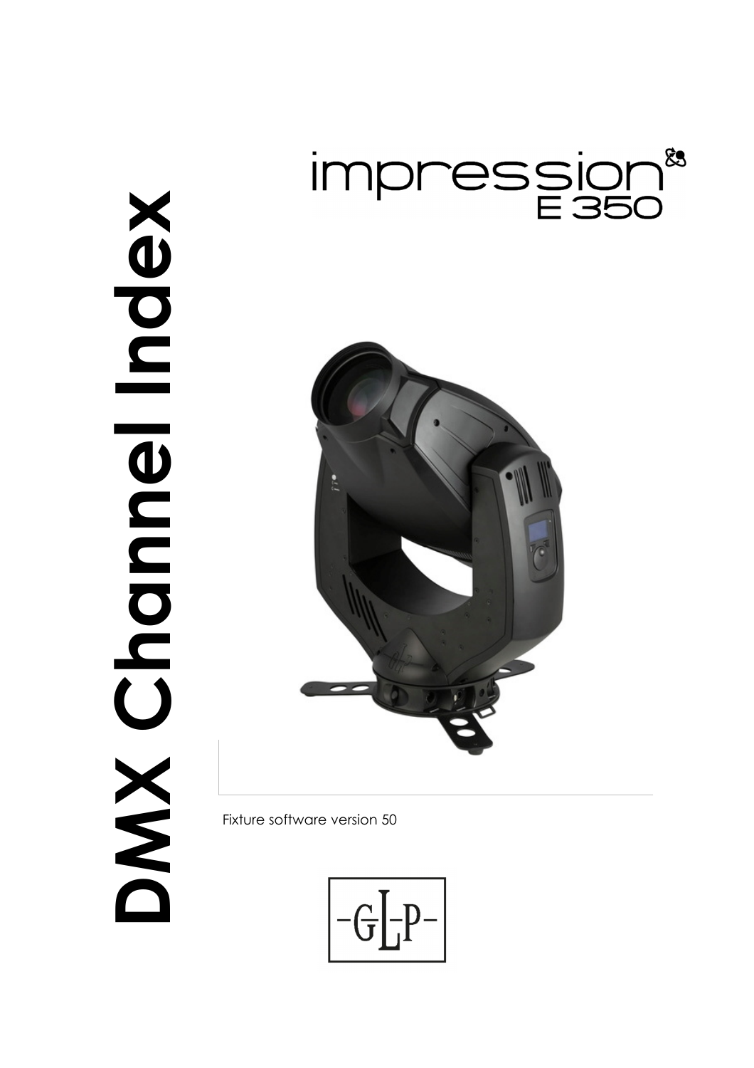# DMX Channel Index

impression E 350

Fixture software version 50

-G-L-P-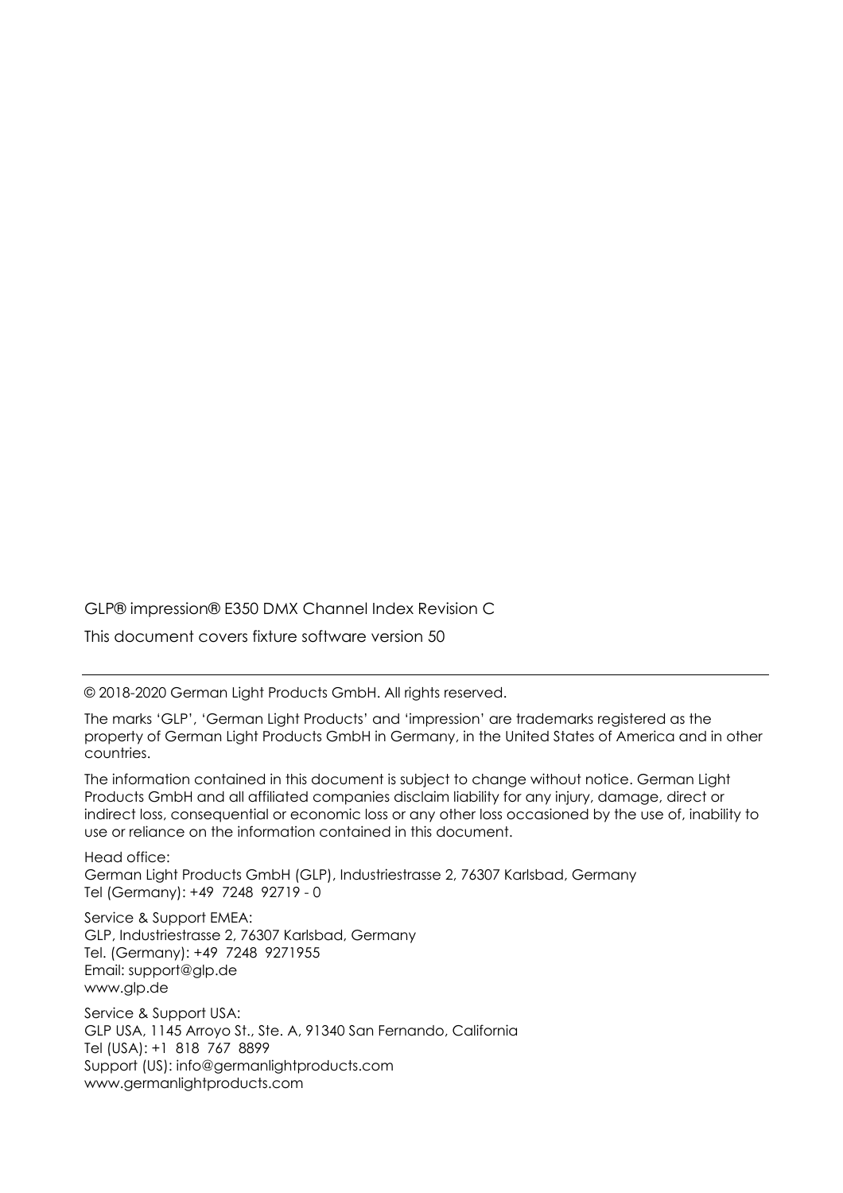GLP® impression® E350 DMX Channel Index Revision C

This document covers fixture software version 50

---

© 2018-2020 German Light Products GmbH. All rights reserved.

The marks 'GLP', 'German Light Products' and 'impression' are trademarks registered as the property of German Light Products GmbH in Germany, in the United States of America and in other countries.

The information contained in this document is subject to change without notice. German Light Products GmbH and all affiliated companies disclaim liability for any injury, damage, direct or indirect loss, consequential or economic loss or any other loss occasioned by the use of, inability to use or reliance on the information contained in this document.

Head office:
German Light Products GmbH (GLP), Industriestrasse 2, 76307 Karlsbad, Germany
Tel (Germany): +49 7248 92719 - 0

Service & Support EMEA:
GLP, Industriestrasse 2, 76307 Karlsbad, Germany
Tel. (Germany): +49 7248 9271955
Email: support@glp.de
www.glp.de

Service & Support USA:
GLP USA, 1145 Arroyo St., Ste. A, 91340 San Fernando, California
Tel (USA): +1 818 767 8899
Support (US): info@germanlightproducts.com
www.germanlightproducts.com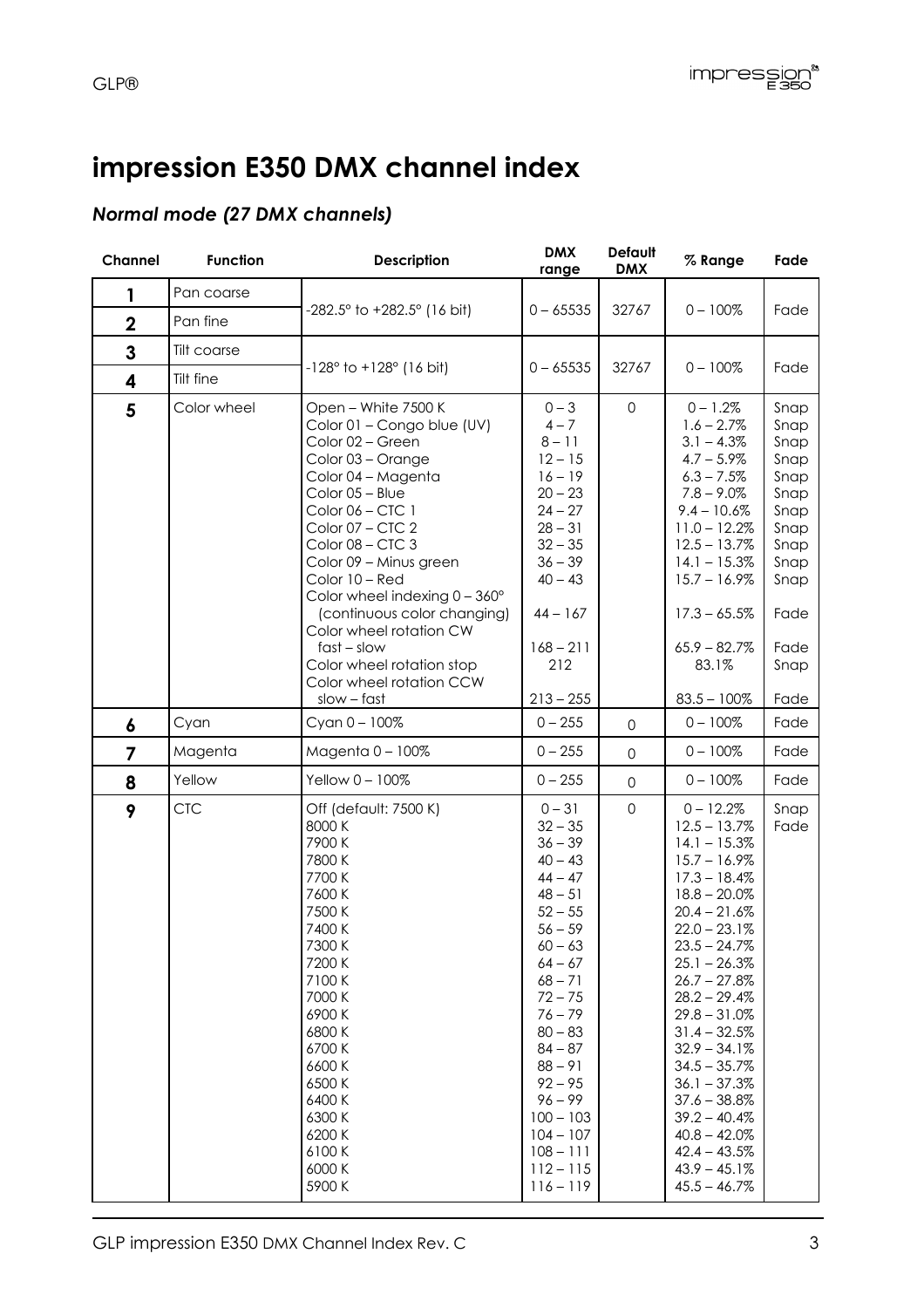# impression E350 DMX channel index

## *Normal mode (27 DMX channels)*

| Channel | Function | Description | DMX range | Default DMX | % Range | Fade |
|---|---|---|---|---|---|---|
| **1** | Pan coarse | -282.5° to +282.5° (16 bit) | 0 – 65535 | 32767 | 0 – 100% | Fade |
| **2** | Pan fine | | | | | |
| **3** | Tilt coarse | -128° to +128° (16 bit) | 0 – 65535 | 32767 | 0 – 100% | Fade |
| **4** | Tilt fine | | | | | |
| **5** | Color wheel | Open – White 7500 K | 0 – 3 | 0 | 0 – 1.2% | Snap |
| | | Color 01 – Congo blue (UV) | 4 – 7 | | 1.6 – 2.7% | Snap |
| | | Color 02 – Green | 8 – 11 | | 3.1 – 4.3% | Snap |
| | | Color 03 – Orange | 12 – 15 | | 4.7 – 5.9% | Snap |
| | | Color 04 – Magenta | 16 – 19 | | 6.3 – 7.5% | Snap |
| | | Color 05 – Blue | 20 – 23 | | 7.8 – 9.0% | Snap |
| | | Color 06 – CTC 1 | 24 – 27 | | 9.4 – 10.6% | Snap |
| | | Color 07 – CTC 2 | 28 – 31 | | 11.0 – 12.2% | Snap |
| | | Color 08 – CTC 3 | 32 – 35 | | 12.5 – 13.7% | Snap |
| | | Color 09 – Minus green | 36 – 39 | | 14.1 – 15.3% | Snap |
| | | Color 10 – Red | 40 – 43 | | 15.7 – 16.9% | Snap |
| | | Color wheel indexing 0 – 360° (continuous color changing) | 44 – 167 | | 17.3 – 65.5% | Fade |
| | | Color wheel rotation CW fast – slow | 168 – 211 | | 65.9 – 82.7% | Fade |
| | | Color wheel rotation stop | 212 | | 83.1% | Snap |
| | | Color wheel rotation CCW slow – fast | 213 – 255 | | 83.5 – 100% | Fade |
| **6** | Cyan | Cyan 0 – 100% | 0 – 255 | 0 | 0 – 100% | Fade |
| **7** | Magenta | Magenta 0 – 100% | 0 – 255 | 0 | 0 – 100% | Fade |
| **8** | Yellow | Yellow 0 – 100% | 0 – 255 | 0 | 0 – 100% | Fade |
| **9** | CTC | Off (default: 7500 K) | 0 – 31 | 0 | 0 – 12.2% | Snap |
| | | 8000 K | 32 – 35 | | 12.5 – 13.7% | Fade |
| | | 7900 K | 36 – 39 | | 14.1 – 15.3% | |
| | | 7800 K | 40 – 43 | | 15.7 – 16.9% | |
| | | 7700 K | 44 – 47 | | 17.3 – 18.4% | |
| | | 7600 K | 48 – 51 | | 18.8 – 20.0% | |
| | | 7500 K | 52 – 55 | | 20.4 – 21.6% | |
| | | 7400 K | 56 – 59 | | 22.0 – 23.1% | |
| | | 7300 K | 60 – 63 | | 23.5 – 24.7% | |
| | | 7200 K | 64 – 67 | | 25.1 – 26.3% | |
| | | 7100 K | 68 – 71 | | 26.7 – 27.8% | |
| | | 7000 K | 72 – 75 | | 28.2 – 29.4% | |
| | | 6900 K | 76 – 79 | | 29.8 – 31.0% | |
| | | 6800 K | 80 – 83 | | 31.4 – 32.5% | |
| | | 6700 K | 84 – 87 | | 32.9 – 34.1% | |
| | | 6600 K | 88 – 91 | | 34.5 – 35.7% | |
| | | 6500 K | 92 – 95 | | 36.1 – 37.3% | |
| | | 6400 K | 96 – 99 | | 37.6 – 38.8% | |
| | | 6300 K | 100 – 103 | | 39.2 – 40.4% | |
| | | 6200 K | 104 – 107 | | 40.8 – 42.0% | |
| | | 6100 K | 108 – 111 | | 42.4 – 43.5% | |
| | | 6000 K | 112 – 115 | | 43.9 – 45.1% | |
| | | 5900 K | 116 – 119 | | 45.5 – 46.7% | |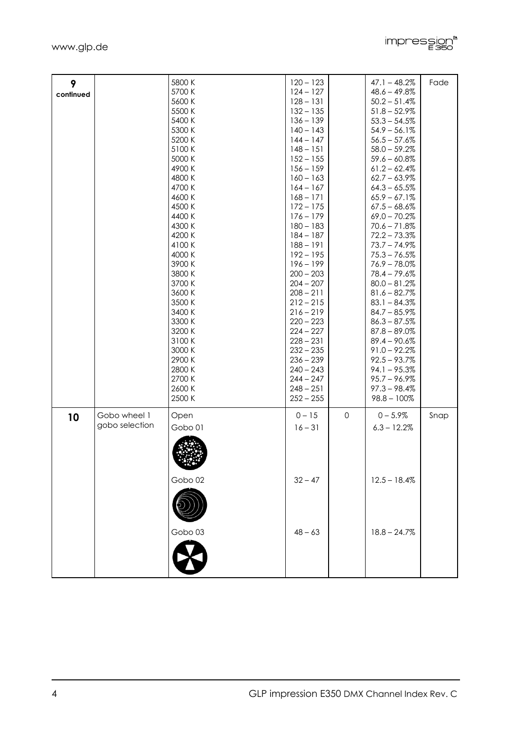| | | | | | | |
|---|---|---|---|---|---|---|
| **9 continued** | | 5800 K | 120 – 123 | | 47.1 – 48.2% | Fade |
| | | 5700 K | 124 – 127 | | 48.6 – 49.8% | |
| | | 5600 K | 128 – 131 | | 50.2 – 51.4% | |
| | | 5500 K | 132 – 135 | | 51.8 – 52.9% | |
| | | 5400 K | 136 – 139 | | 53.3 – 54.5% | |
| | | 5300 K | 140 – 143 | | 54.9 – 56.1% | |
| | | 5200 K | 144 – 147 | | 56.5 – 57.6% | |
| | | 5100 K | 148 – 151 | | 58.0 – 59.2% | |
| | | 5000 K | 152 – 155 | | 59.6 – 60.8% | |
| | | 4900 K | 156 – 159 | | 61.2 – 62.4% | |
| | | 4800 K | 160 – 163 | | 62.7 – 63.9% | |
| | | 4700 K | 164 – 167 | | 64.3 – 65.5% | |
| | | 4600 K | 168 – 171 | | 65.9 – 67.1% | |
| | | 4500 K | 172 – 175 | | 67.5 – 68.6% | |
| | | 4400 K | 176 – 179 | | 69.0 – 70.2% | |
| | | 4300 K | 180 – 183 | | 70.6 – 71.8% | |
| | | 4200 K | 184 – 187 | | 72.2 – 73.3% | |
| | | 4100 K | 188 – 191 | | 73.7 – 74.9% | |
| | | 4000 K | 192 – 195 | | 75.3 – 76.5% | |
| | | 3900 K | 196 – 199 | | 76.9 – 78.0% | |
| | | 3800 K | 200 – 203 | | 78.4 – 79.6% | |
| | | 3700 K | 204 – 207 | | 80.0 – 81.2% | |
| | | 3600 K | 208 – 211 | | 81.6 – 82.7% | |
| | | 3500 K | 212 – 215 | | 83.1 – 84.3% | |
| | | 3400 K | 216 – 219 | | 84.7 – 85.9% | |
| | | 3300 K | 220 – 223 | | 86.3 – 87.5% | |
| | | 3200 K | 224 – 227 | | 87.8 – 89.0% | |
| | | 3100 K | 228 – 231 | | 89.4 – 90.6% | |
| | | 3000 K | 232 – 235 | | 91.0 – 92.2% | |
| | | 2900 K | 236 – 239 | | 92.5 – 93.7% | |
| | | 2800 K | 240 – 243 | | 94.1 – 95.3% | |
| | | 2700 K | 244 – 247 | | 95.7 – 96.9% | |
| | | 2600 K | 248 – 251 | | 97.3 – 98.4% | |
| | | 2500 K | 252 – 255 | | 98.8 – 100% | |
| **10** | Gobo wheel 1 gobo selection | Open | 0 – 15 | 0 | 0 – 5.9% | Snap |
| | | Gobo 01 | 16 – 31 | | 6.3 – 12.2% | |
| | | Gobo 02 | 32 – 47 | | 12.5 – 18.4% | |
| | | Gobo 03 | 48 – 63 | | 18.8 – 24.7% | |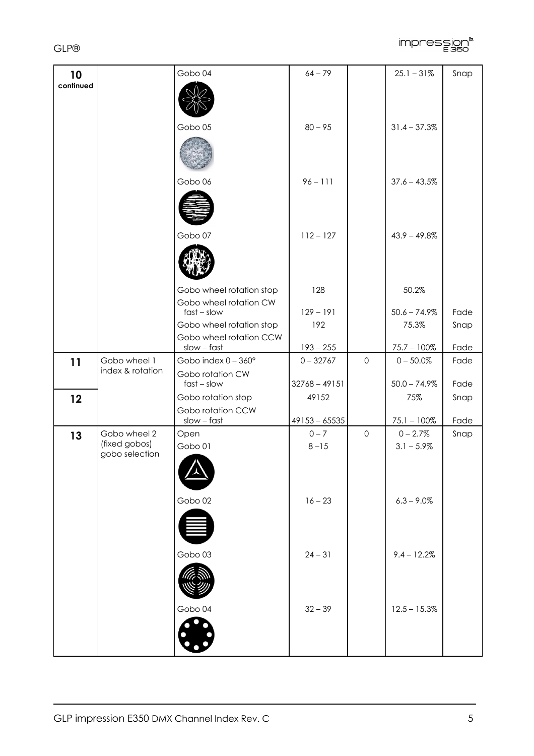| | | | | | | |
|---|---|---|---|---|---|---|
| **10 continued** | | Gobo 04 | 64 – 79 | | 25.1 – 31% | Snap |
| | | Gobo 05 | 80 – 95 | | 31.4 – 37.3% | |
| | | Gobo 06 | 96 – 111 | | 37.6 – 43.5% | |
| | | Gobo 07 | 112 – 127 | | 43.9 – 49.8% | |
| | | Gobo wheel rotation stop | 128 | | 50.2% | |
| | | Gobo wheel rotation CW fast – slow | 129 – 191 | | 50.6 – 74.9% | Fade |
| | | Gobo wheel rotation stop | 192 | | 75.3% | Snap |
| | | Gobo wheel rotation CCW slow – fast | 193 – 255 | | 75.7 – 100% | Fade |
| **11** | Gobo wheel 1 index & rotation | Gobo index 0 – 360° | 0 – 32767 | 0 | 0 – 50.0% | Fade |
| | | Gobo rotation CW fast – slow | 32768 – 49151 | | 50.0 – 74.9% | Fade |
| **12** | | Gobo rotation stop | 49152 | | 75% | Snap |
| | | Gobo rotation CCW slow – fast | 49153 – 65535 | | 75.1 – 100% | Fade |
| **13** | Gobo wheel 2 (fixed gobos) gobo selection | Open | 0 – 7 | 0 | 0 – 2.7% | Snap |
| | | Gobo 01 | 8 –15 | | 3.1 – 5.9% | |
| | | Gobo 02 | 16 – 23 | | 6.3 – 9.0% | |
| | | Gobo 03 | 24 – 31 | | 9.4 – 12.2% | |
| | | Gobo 04 | 32 – 39 | | 12.5 – 15.3% | |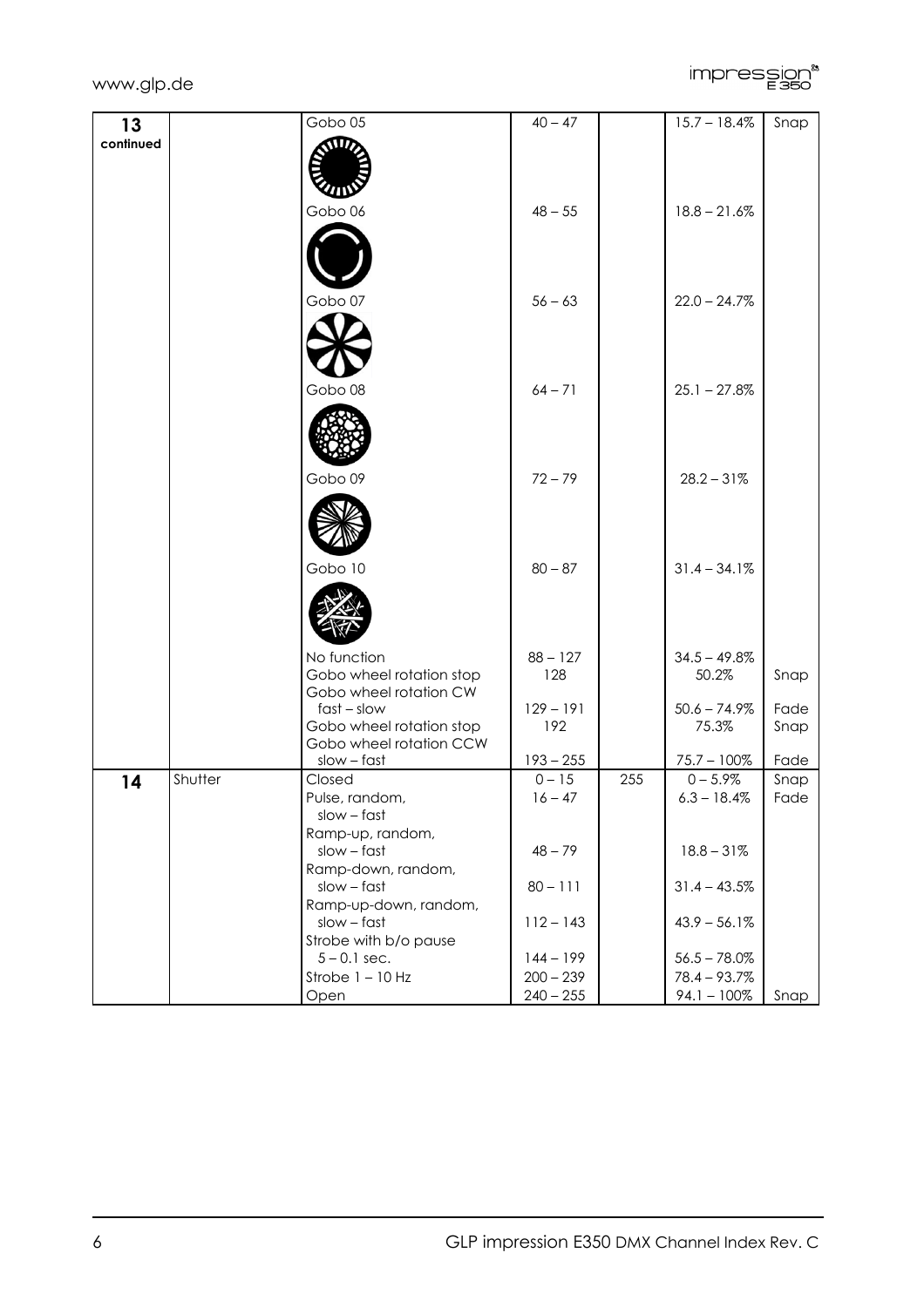| 13 continued | | Gobo 05 | 40 – 47 | | 15.7 – 18.4% | Snap |
|---|---|---|---|---|---|---|
| | | Gobo 06 | 48 – 55 | | 18.8 – 21.6% | |
| | | Gobo 07 | 56 – 63 | | 22.0 – 24.7% | |
| | | Gobo 08 | 64 – 71 | | 25.1 – 27.8% | |
| | | Gobo 09 | 72 – 79 | | 28.2 – 31% | |
| | | Gobo 10 | 80 – 87 | | 31.4 – 34.1% | |
| | | No function | 88 – 127 | | 34.5 – 49.8% | |
| | | Gobo wheel rotation stop | 128 | | 50.2% | Snap |
| | | Gobo wheel rotation CW fast – slow | 129 – 191 | | 50.6 – 74.9% | Fade |
| | | Gobo wheel rotation stop | 192 | | 75.3% | Snap |
| | | Gobo wheel rotation CCW slow – fast | 193 – 255 | | 75.7 – 100% | Fade |
| **14** | Shutter | Closed | 0 – 15 | 255 | 0 – 5.9% | Snap |
| | | Pulse, random, slow – fast | 16 – 47 | | 6.3 – 18.4% | Fade |
| | | Ramp-up, random, slow – fast | 48 – 79 | | 18.8 – 31% | |
| | | Ramp-down, random, slow – fast | 80 – 111 | | 31.4 – 43.5% | |
| | | Ramp-up-down, random, slow – fast | 112 – 143 | | 43.9 – 56.1% | |
| | | Strobe with b/o pause 5 – 0.1 sec. | 144 – 199 | | 56.5 – 78.0% | |
| | | Strobe 1 – 10 Hz | 200 – 239 | | 78.4 – 93.7% | |
| | | Open | 240 – 255 | | 94.1 – 100% | Snap |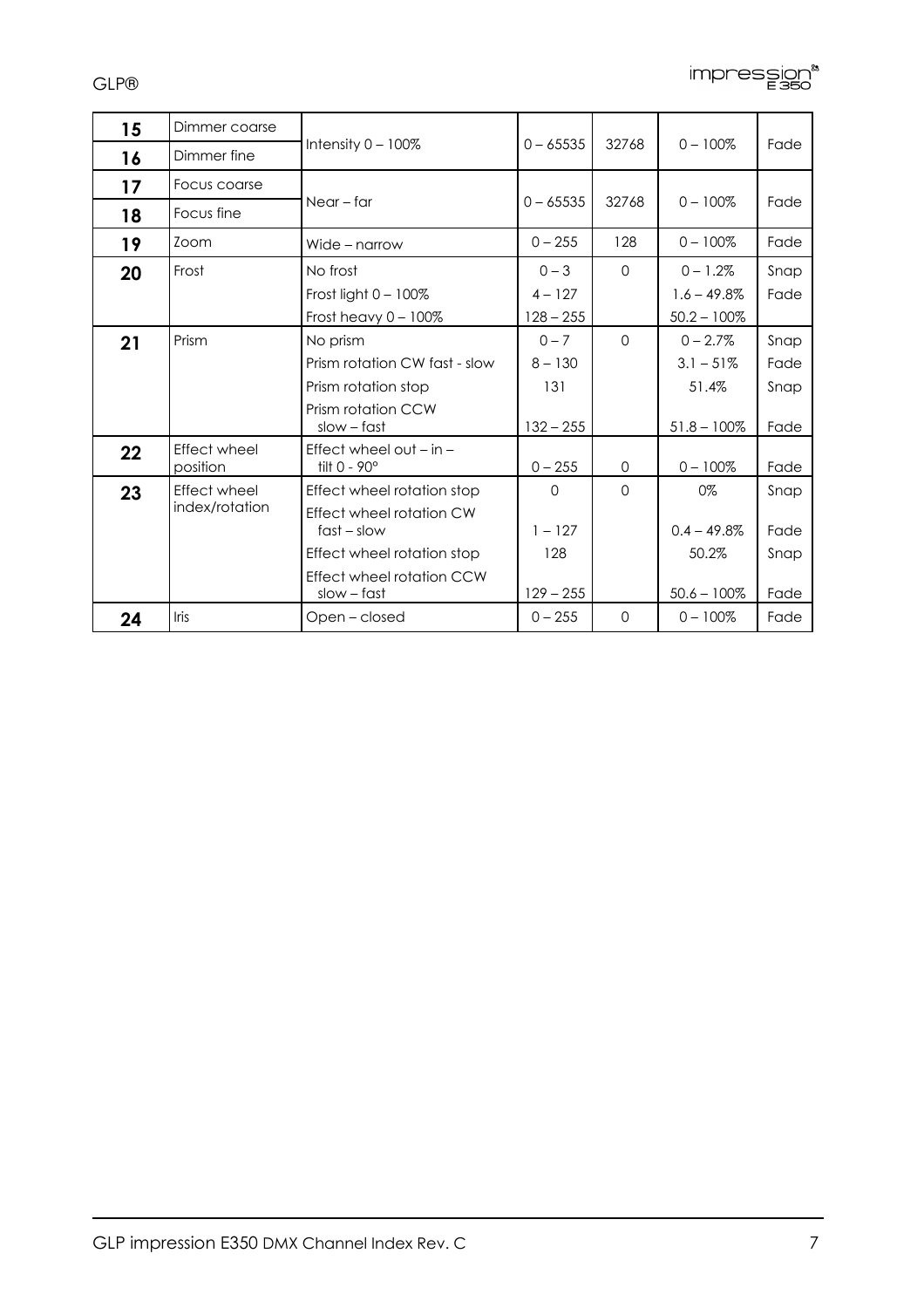| 15 | Dimmer coarse | Intensity 0 – 100% | 0 – 65535 | 32768 | 0 – 100% | Fade |
|---|---|---|---|---|---|---|
| 16 | Dimmer fine | | | | | |
| 17 | Focus coarse | Near – far | 0 – 65535 | 32768 | 0 – 100% | Fade |
| 18 | Focus fine | | | | | |
| 19 | Zoom | Wide – narrow | 0 – 255 | 128 | 0 – 100% | Fade |
| 20 | Frost | No frost | 0 – 3 | 0 | 0 – 1.2% | Snap |
| | | Frost light 0 – 100% | 4 – 127 | | 1.6 – 49.8% | Fade |
| | | Frost heavy 0 – 100% | 128 – 255 | | 50.2 – 100% | |
| 21 | Prism | No prism | 0 – 7 | 0 | 0 – 2.7% | Snap |
| | | Prism rotation CW fast - slow | 8 – 130 | | 3.1 – 51% | Fade |
| | | Prism rotation stop | 131 | | 51.4% | Snap |
| | | Prism rotation CCW slow – fast | 132 – 255 | | 51.8 – 100% | Fade |
| 22 | Effect wheel position | Effect wheel out – in – tilt 0 - 90° | 0 – 255 | 0 | 0 – 100% | Fade |
| 23 | Effect wheel index/rotation | Effect wheel rotation stop | 0 | 0 | 0% | Snap |
| | | Effect wheel rotation CW fast – slow | 1 – 127 | | 0.4 – 49.8% | Fade |
| | | Effect wheel rotation stop | 128 | | 50.2% | Snap |
| | | Effect wheel rotation CCW slow – fast | 129 – 255 | | 50.6 – 100% | Fade |
| 24 | Iris | Open – closed | 0 – 255 | 0 | 0 – 100% | Fade |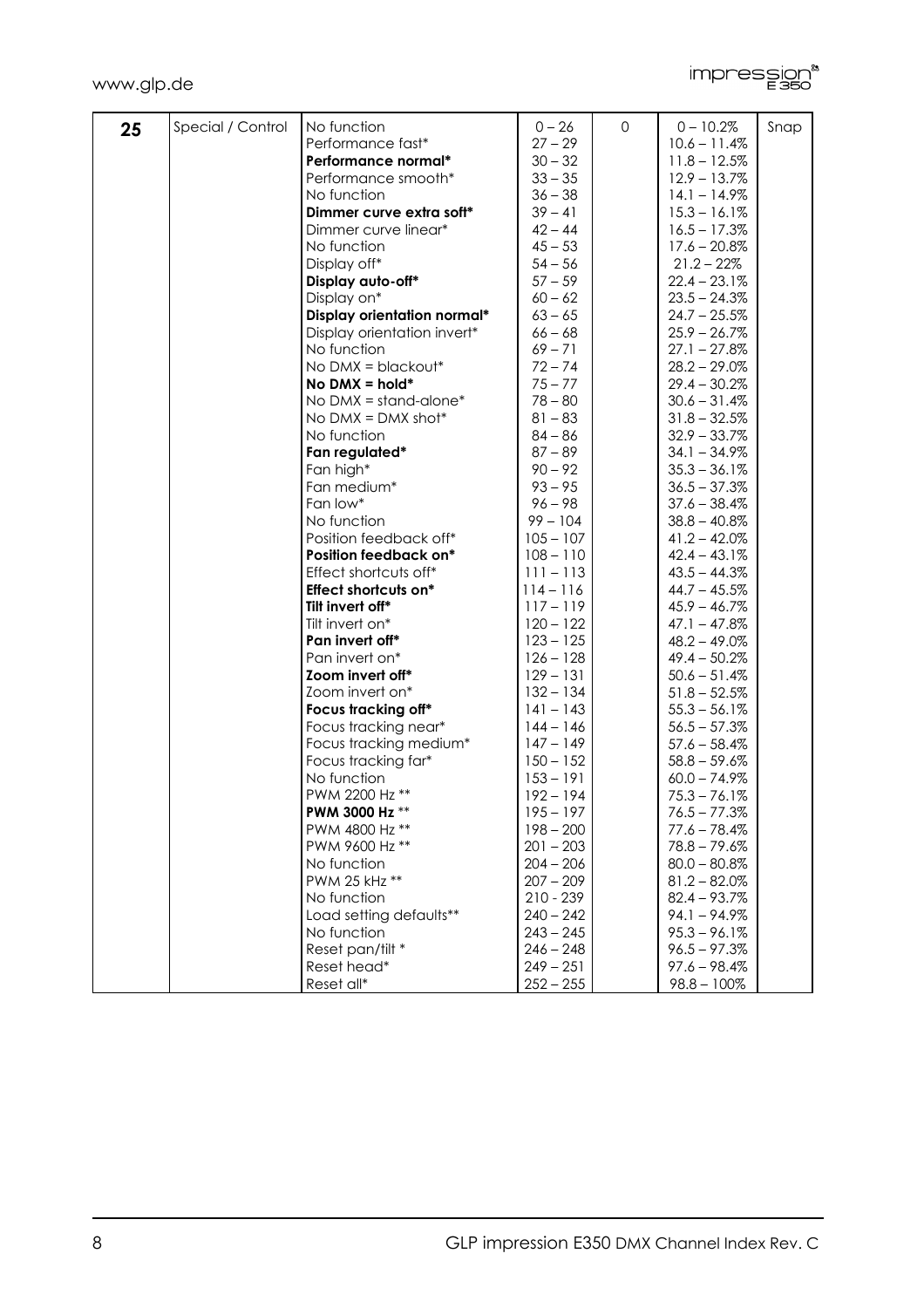| 25 | Special / Control | No function | 0 – 26 | 0 | 0 – 10.2% | Snap |
|---|---|---|---|---|---|---|
| | | Performance fast* | 27 – 29 | | 10.6 – 11.4% | |
| | | **Performance normal*** | 30 – 32 | | 11.8 – 12.5% | |
| | | Performance smooth* | 33 – 35 | | 12.9 – 13.7% | |
| | | No function | 36 – 38 | | 14.1 – 14.9% | |
| | | **Dimmer curve extra soft*** | 39 – 41 | | 15.3 – 16.1% | |
| | | Dimmer curve linear* | 42 – 44 | | 16.5 – 17.3% | |
| | | No function | 45 – 53 | | 17.6 – 20.8% | |
| | | Display off* | 54 – 56 | | 21.2 – 22% | |
| | | **Display auto-off*** | 57 – 59 | | 22.4 – 23.1% | |
| | | Display on* | 60 – 62 | | 23.5 – 24.3% | |
| | | **Display orientation normal*** | 63 – 65 | | 24.7 – 25.5% | |
| | | Display orientation invert* | 66 – 68 | | 25.9 – 26.7% | |
| | | No function | 69 – 71 | | 27.1 – 27.8% | |
| | | No DMX = blackout* | 72 – 74 | | 28.2 – 29.0% | |
| | | **No DMX = hold*** | 75 – 77 | | 29.4 – 30.2% | |
| | | No DMX = stand-alone* | 78 – 80 | | 30.6 – 31.4% | |
| | | No DMX = DMX shot* | 81 – 83 | | 31.8 – 32.5% | |
| | | No function | 84 – 86 | | 32.9 – 33.7% | |
| | | **Fan regulated*** | 87 – 89 | | 34.1 – 34.9% | |
| | | Fan high* | 90 – 92 | | 35.3 – 36.1% | |
| | | Fan medium* | 93 – 95 | | 36.5 – 37.3% | |
| | | Fan low* | 96 – 98 | | 37.6 – 38.4% | |
| | | No function | 99 – 104 | | 38.8 – 40.8% | |
| | | Position feedback off* | 105 – 107 | | 41.2 – 42.0% | |
| | | **Position feedback on*** | 108 – 110 | | 42.4 – 43.1% | |
| | | Effect shortcuts off* | 111 – 113 | | 43.5 – 44.3% | |
| | | **Effect shortcuts on*** | 114 – 116 | | 44.7 – 45.5% | |
| | | **Tilt invert off*** | 117 – 119 | | 45.9 – 46.7% | |
| | | Tilt invert on* | 120 – 122 | | 47.1 – 47.8% | |
| | | **Pan invert off*** | 123 – 125 | | 48.2 – 49.0% | |
| | | Pan invert on* | 126 – 128 | | 49.4 – 50.2% | |
| | | **Zoom invert off*** | 129 – 131 | | 50.6 – 51.4% | |
| | | Zoom invert on* | 132 – 134 | | 51.8 – 52.5% | |
| | | **Focus tracking off*** | 141 – 143 | | 55.3 – 56.1% | |
| | | Focus tracking near* | 144 – 146 | | 56.5 – 57.3% | |
| | | Focus tracking medium* | 147 – 149 | | 57.6 – 58.4% | |
| | | Focus tracking far* | 150 – 152 | | 58.8 – 59.6% | |
| | | No function | 153 – 191 | | 60.0 – 74.9% | |
| | | PWM 2200 Hz ** | 192 – 194 | | 75.3 – 76.1% | |
| | | **PWM 3000 Hz** ** | 195 – 197 | | 76.5 – 77.3% | |
| | | PWM 4800 Hz ** | 198 – 200 | | 77.6 – 78.4% | |
| | | PWM 9600 Hz ** | 201 – 203 | | 78.8 – 79.6% | |
| | | No function | 204 – 206 | | 80.0 – 80.8% | |
| | | PWM 25 kHz ** | 207 – 209 | | 81.2 – 82.0% | |
| | | No function | 210 - 239 | | 82.4 – 93.7% | |
| | | Load setting defaults** | 240 – 242 | | 94.1 – 94.9% | |
| | | No function | 243 – 245 | | 95.3 – 96.1% | |
| | | Reset pan/tilt * | 246 – 248 | | 96.5 – 97.3% | |
| | | Reset head* | 249 – 251 | | 97.6 – 98.4% | |
| | | Reset all* | 252 – 255 | | 98.8 – 100% | |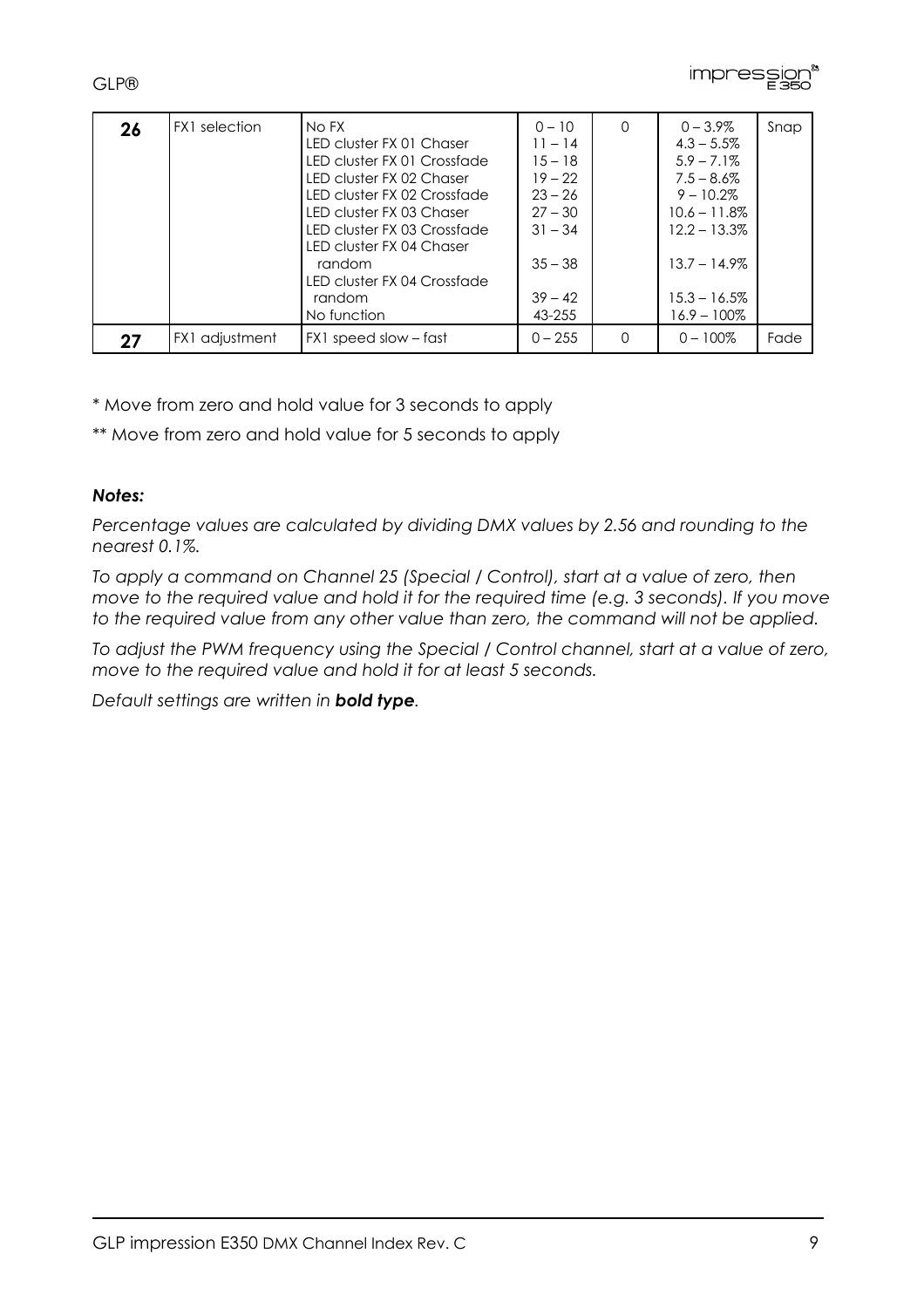| | | | | | | |
|---|---|---|---|---|---|---|
| **26** | FX1 selection | No FX<br>LED cluster FX 01 Chaser<br>LED cluster FX 01 Crossfade<br>LED cluster FX 02 Chaser<br>LED cluster FX 02 Crossfade<br>LED cluster FX 03 Chaser<br>LED cluster FX 03 Crossfade<br>LED cluster FX 04 Chaser random<br>LED cluster FX 04 Crossfade random<br>No function | 0 – 10<br>11 – 14<br>15 – 18<br>19 – 22<br>23 – 26<br>27 – 30<br>31 – 34<br>35 – 38<br>39 – 42<br>43-255 | 0 | 0 – 3.9%<br>4.3 – 5.5%<br>5.9 – 7.1%<br>7.5 – 8.6%<br>9 – 10.2%<br>10.6 – 11.8%<br>12.2 – 13.3%<br>13.7 – 14.9%<br>15.3 – 16.5%<br>16.9 – 100% | Snap |
| **27** | FX1 adjustment | FX1 speed slow – fast | 0 – 255 | 0 | 0 – 100% | Fade |

* Move from zero and hold value for 3 seconds to apply

** Move from zero and hold value for 5 seconds to apply

***Notes:***

*Percentage values are calculated by dividing DMX values by 2.56 and rounding to the nearest 0.1%.*

*To apply a command on Channel 25 (Special / Control), start at a value of zero, then move to the required value and hold it for the required time (e.g. 3 seconds). If you move to the required value from any other value than zero, the command will not be applied.*

*To adjust the PWM frequency using the Special / Control channel, start at a value of zero, move to the required value and hold it for at least 5 seconds.*

*Default settings are written in **bold type**.*